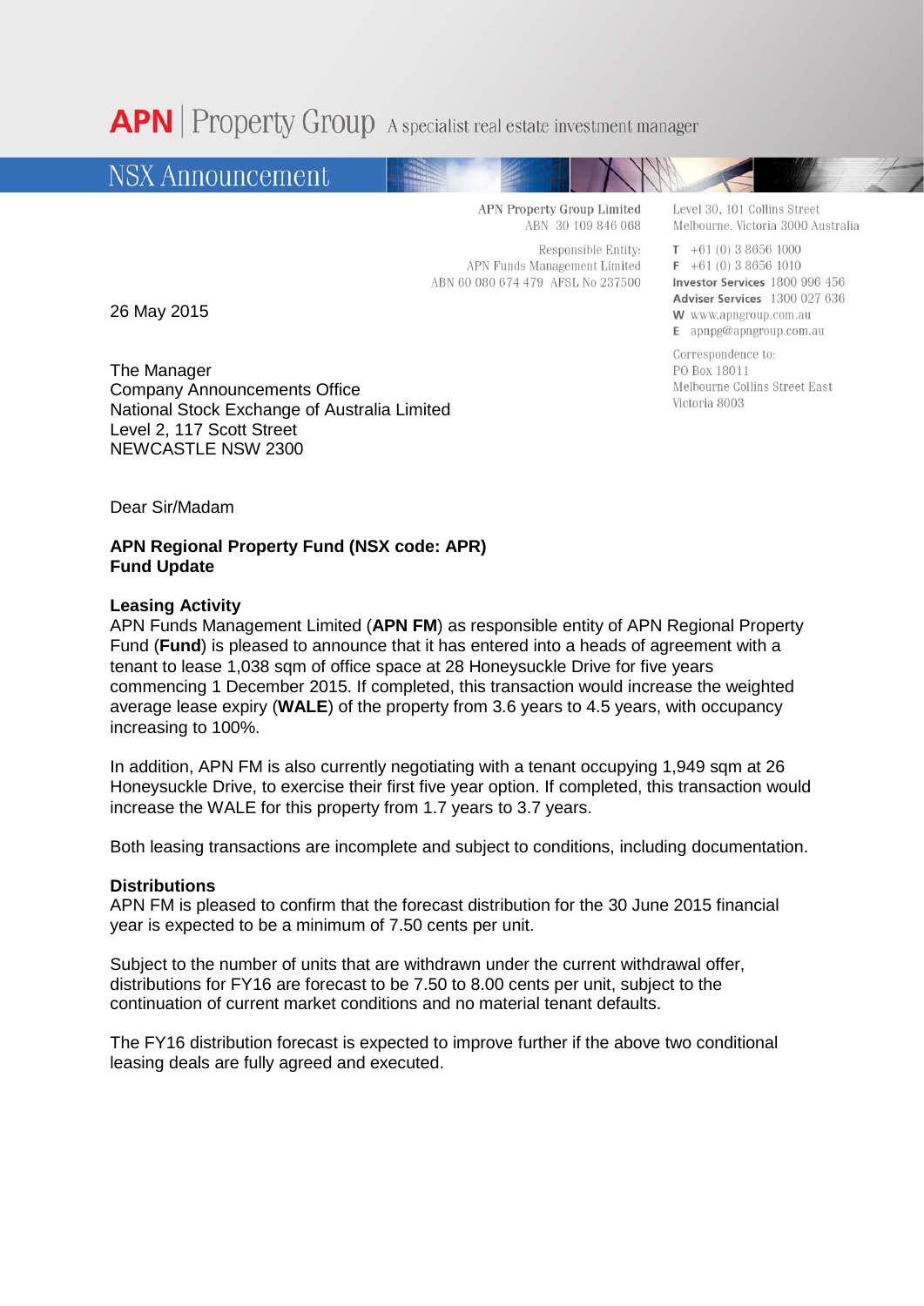APN | Property Group A specialist real estate investment manager

NSX Announcement

APN Property Group Limited
ABN 30 109 846 068

Responsible Entity:
APN Funds Management Limited
ABN 60 080 674 479 AFSL No 237500

Level 30, 101 Collins Street
Melbourne, Victoria 3000 Australia

T +61 (0) 3 8656 1000
F +61 (0) 3 8656 1010
**Investor Services** 1800 996 456
**Adviser Services** 1300 027 636
W www.apngroup.com.au
E apnpg@apngroup.com.au

Correspondence to:
PO Box 18011
Melbourne Collins Street East
Victoria 8003

26 May 2015

The Manager
Company Announcements Office
National Stock Exchange of Australia Limited
Level 2, 117 Scott Street
NEWCASTLE NSW 2300

Dear Sir/Madam

**APN Regional Property Fund (NSX code: APR)**
**Fund Update**

**Leasing Activity**

APN Funds Management Limited (**APN FM**) as responsible entity of APN Regional Property Fund (**Fund**) is pleased to announce that it has entered into a heads of agreement with a tenant to lease 1,038 sqm of office space at 28 Honeysuckle Drive for five years commencing 1 December 2015. If completed, this transaction would increase the weighted average lease expiry (**WALE**) of the property from 3.6 years to 4.5 years, with occupancy increasing to 100%.

In addition, APN FM is also currently negotiating with a tenant occupying 1,949 sqm at 26 Honeysuckle Drive, to exercise their first five year option. If completed, this transaction would increase the WALE for this property from 1.7 years to 3.7 years.

Both leasing transactions are incomplete and subject to conditions, including documentation.

**Distributions**

APN FM is pleased to confirm that the forecast distribution for the 30 June 2015 financial year is expected to be a minimum of 7.50 cents per unit.

Subject to the number of units that are withdrawn under the current withdrawal offer, distributions for FY16 are forecast to be 7.50 to 8.00 cents per unit, subject to the continuation of current market conditions and no material tenant defaults.

The FY16 distribution forecast is expected to improve further if the above two conditional leasing deals are fully agreed and executed.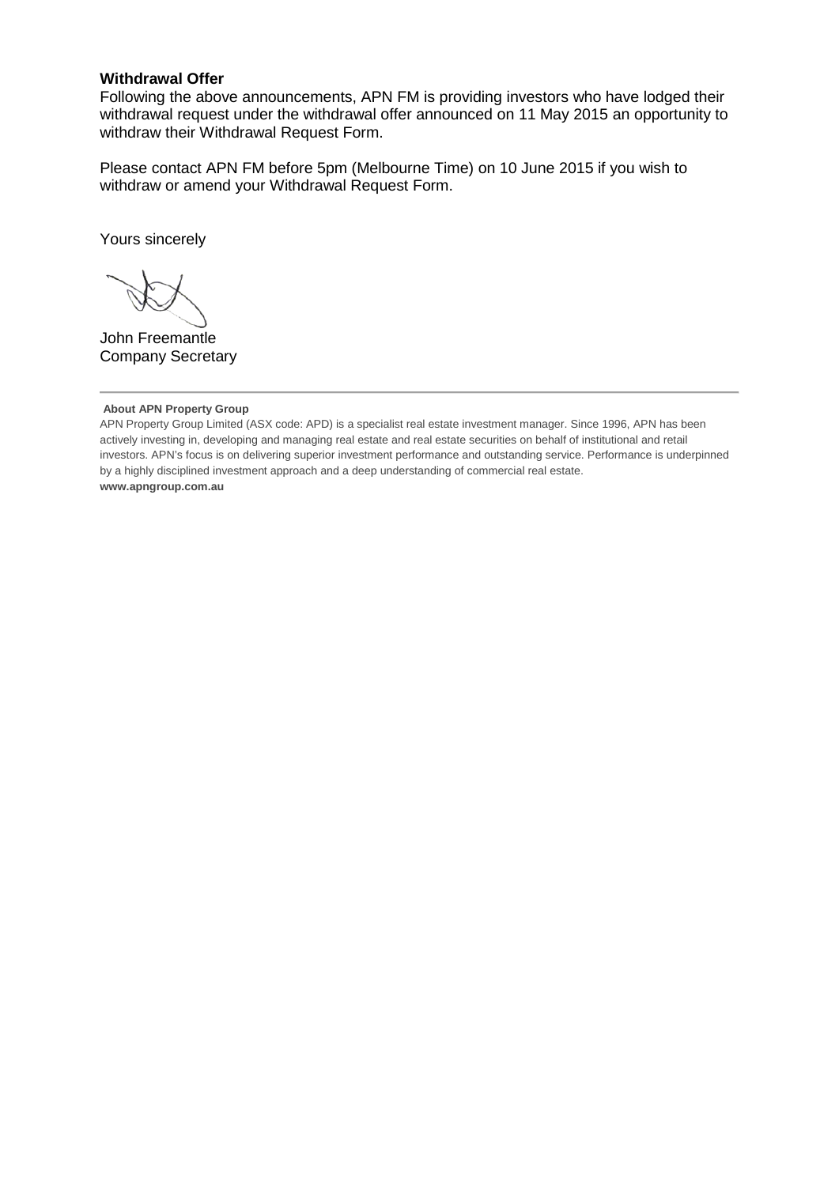**Withdrawal Offer**

Following the above announcements, APN FM is providing investors who have lodged their withdrawal request under the withdrawal offer announced on 11 May 2015 an opportunity to withdraw their Withdrawal Request Form.

Please contact APN FM before 5pm (Melbourne Time) on 10 June 2015 if you wish to withdraw or amend your Withdrawal Request Form.

Yours sincerely

John Freemantle
Company Secretary

---

**About APN Property Group**

APN Property Group Limited (ASX code: APD) is a specialist real estate investment manager. Since 1996, APN has been actively investing in, developing and managing real estate and real estate securities on behalf of institutional and retail investors. APN's focus is on delivering superior investment performance and outstanding service. Performance is underpinned by a highly disciplined investment approach and a deep understanding of commercial real estate.

**www.apngroup.com.au**